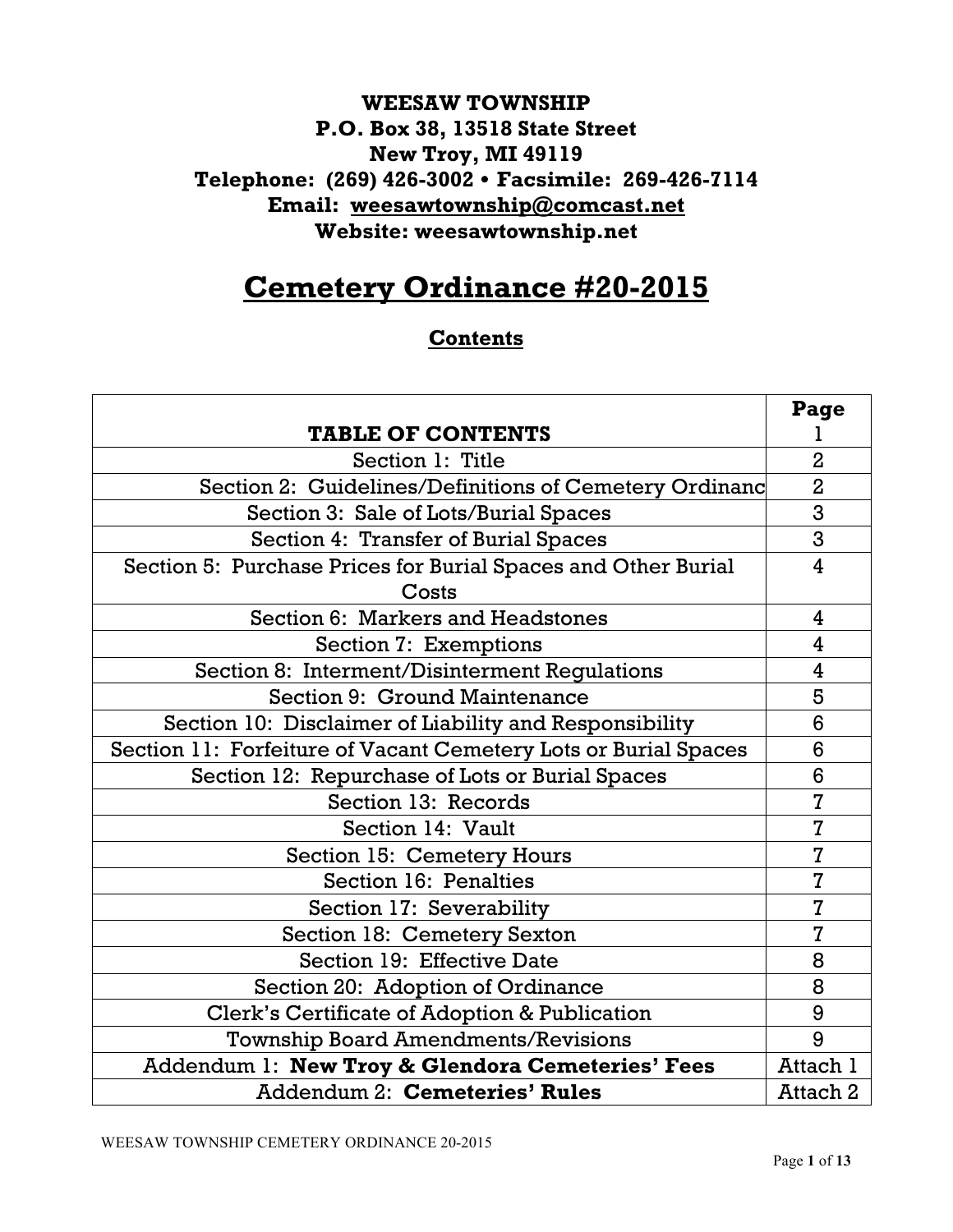**WEESAW TOWNSHIP**
**P.O. Box 38, 13518 State Street**
**New Troy, MI 49119**
**Telephone: (269) 426-3002 • Facsimile: 269-426-7114**
**Email: weesawtownship@comcast.net**
**Website: weesawtownship.net**

# Cemetery Ordinance #20-2015

## Contents

| TABLE OF CONTENTS | Page 1 |
|---|---|
| Section 1: Title | 2 |
| Section 2: Guidelines/Definitions of Cemetery Ordinanc | 2 |
| Section 3: Sale of Lots/Burial Spaces | 3 |
| Section 4: Transfer of Burial Spaces | 3 |
| Section 5: Purchase Prices for Burial Spaces and Other Burial Costs | 4 |
| Section 6: Markers and Headstones | 4 |
| Section 7: Exemptions | 4 |
| Section 8: Interment/Disinterment Regulations | 4 |
| Section 9: Ground Maintenance | 5 |
| Section 10: Disclaimer of Liability and Responsibility | 6 |
| Section 11: Forfeiture of Vacant Cemetery Lots or Burial Spaces | 6 |
| Section 12: Repurchase of Lots or Burial Spaces | 6 |
| Section 13: Records | 7 |
| Section 14: Vault | 7 |
| Section 15: Cemetery Hours | 7 |
| Section 16: Penalties | 7 |
| Section 17: Severability | 7 |
| Section 18: Cemetery Sexton | 7 |
| Section 19: Effective Date | 8 |
| Section 20: Adoption of Ordinance | 8 |
| Clerk's Certificate of Adoption & Publication | 9 |
| Township Board Amendments/Revisions | 9 |
| Addendum 1: **New Troy & Glendora Cemeteries' Fees** | Attach 1 |
| Addendum 2: **Cemeteries' Rules** | Attach 2 |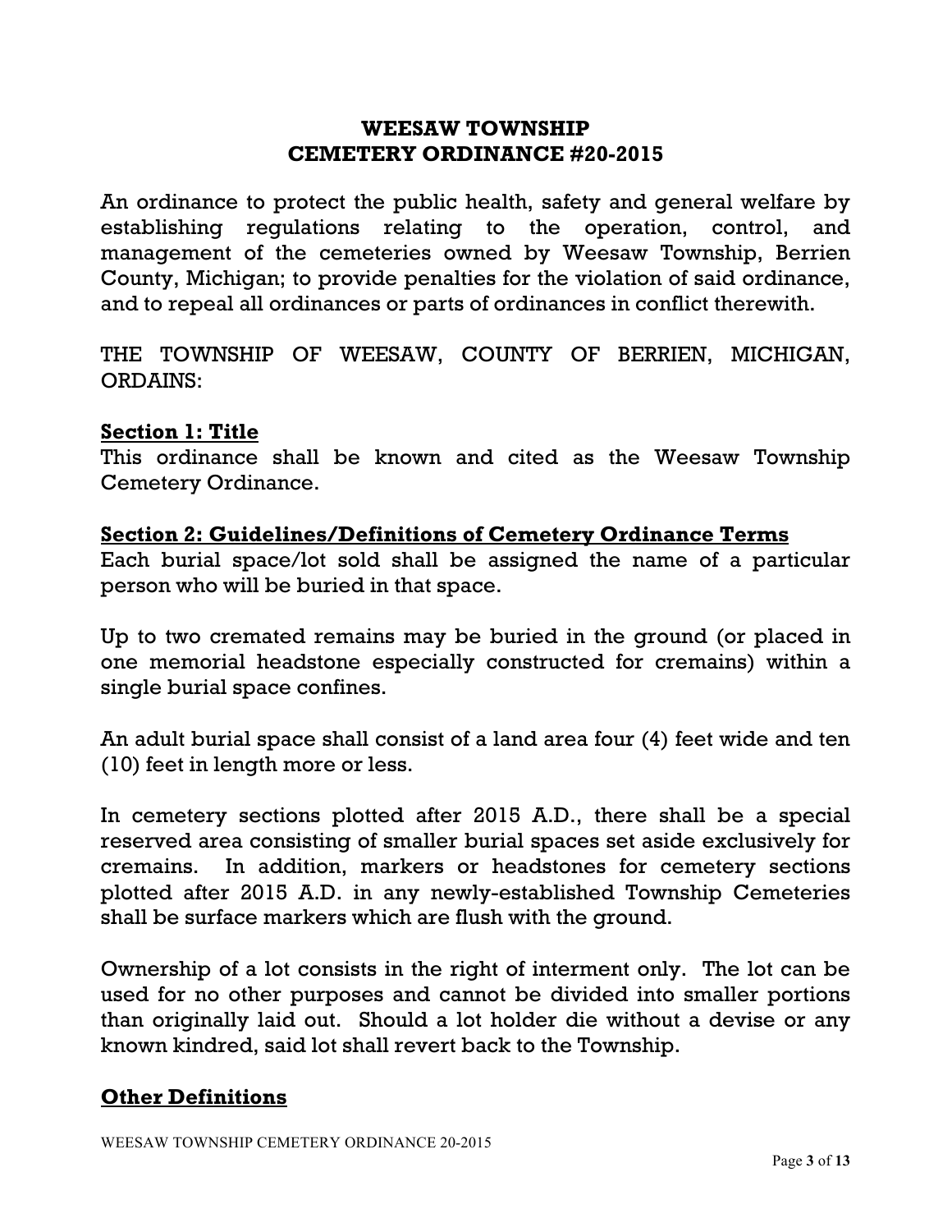# WEESAW TOWNSHIP
# CEMETERY ORDINANCE #20-2015

An ordinance to protect the public health, safety and general welfare by establishing regulations relating to the operation, control, and management of the cemeteries owned by Weesaw Township, Berrien County, Michigan; to provide penalties for the violation of said ordinance, and to repeal all ordinances or parts of ordinances in conflict therewith.

THE TOWNSHIP OF WEESAW, COUNTY OF BERRIEN, MICHIGAN, ORDAINS:

## Section 1: Title

This ordinance shall be known and cited as the Weesaw Township Cemetery Ordinance.

## Section 2: Guidelines/Definitions of Cemetery Ordinance Terms

Each burial space/lot sold shall be assigned the name of a particular person who will be buried in that space.

Up to two cremated remains may be buried in the ground (or placed in one memorial headstone especially constructed for cremains) within a single burial space confines.

An adult burial space shall consist of a land area four (4) feet wide and ten (10) feet in length more or less.

In cemetery sections plotted after 2015 A.D., there shall be a special reserved area consisting of smaller burial spaces set aside exclusively for cremains. In addition, markers or headstones for cemetery sections plotted after 2015 A.D. in any newly-established Township Cemeteries shall be surface markers which are flush with the ground.

Ownership of a lot consists in the right of interment only. The lot can be used for no other purposes and cannot be divided into smaller portions than originally laid out. Should a lot holder die without a devise or any known kindred, said lot shall revert back to the Township.

## Other Definitions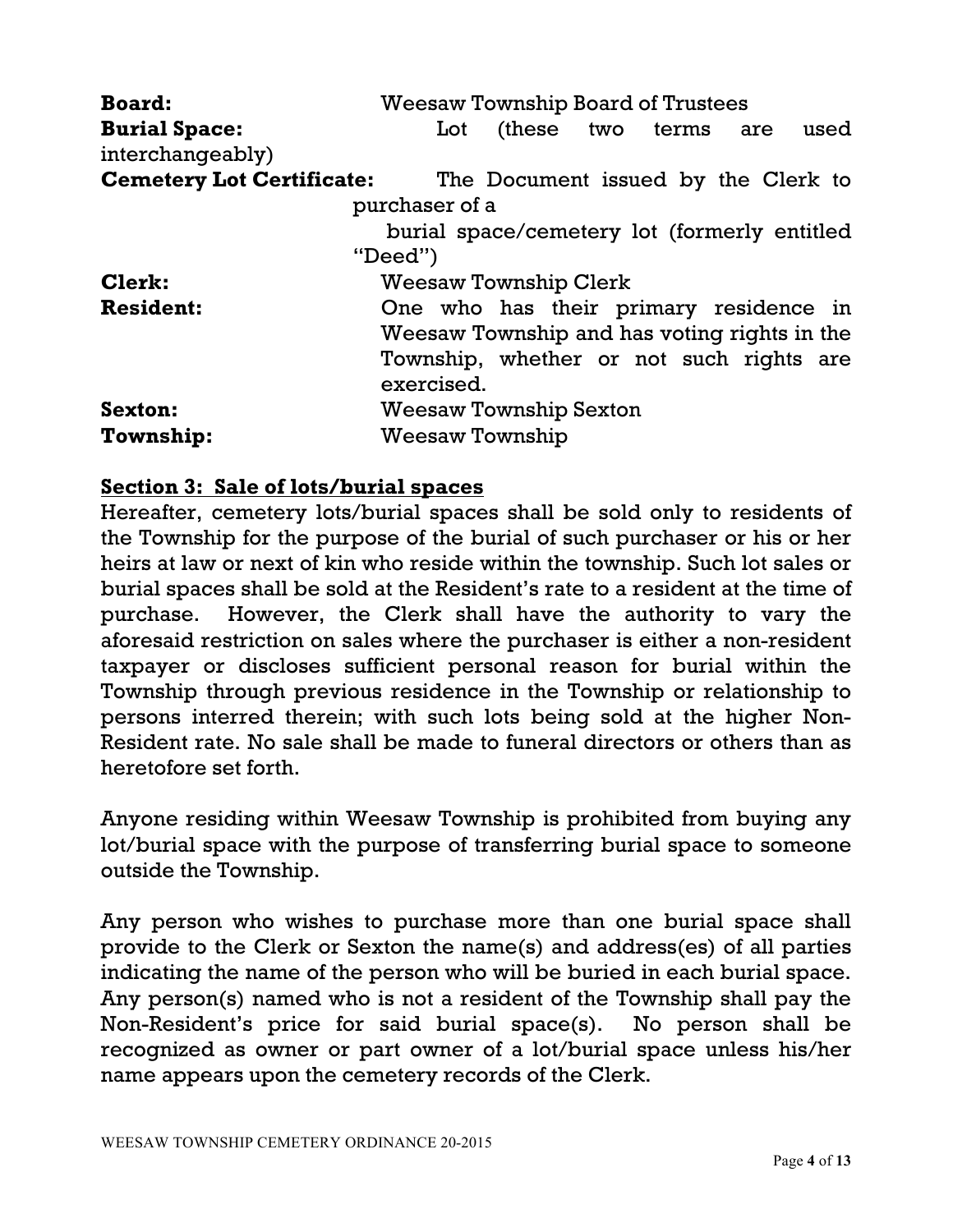**Board:** Weesaw Township Board of Trustees

**Burial Space:** Lot (these two terms are used interchangeably)

**Cemetery Lot Certificate:** The Document issued by the Clerk to purchaser of a burial space/cemetery lot (formerly entitled "Deed")

**Clerk:** Weesaw Township Clerk

**Resident:** One who has their primary residence in Weesaw Township and has voting rights in the Township, whether or not such rights are exercised.

**Sexton:** Weesaw Township Sexton

**Township:** Weesaw Township

## Section 3: Sale of lots/burial spaces

Hereafter, cemetery lots/burial spaces shall be sold only to residents of the Township for the purpose of the burial of such purchaser or his or her heirs at law or next of kin who reside within the township. Such lot sales or burial spaces shall be sold at the Resident's rate to a resident at the time of purchase. However, the Clerk shall have the authority to vary the aforesaid restriction on sales where the purchaser is either a non-resident taxpayer or discloses sufficient personal reason for burial within the Township through previous residence in the Township or relationship to persons interred therein; with such lots being sold at the higher Non-Resident rate. No sale shall be made to funeral directors or others than as heretofore set forth.

Anyone residing within Weesaw Township is prohibited from buying any lot/burial space with the purpose of transferring burial space to someone outside the Township.

Any person who wishes to purchase more than one burial space shall provide to the Clerk or Sexton the name(s) and address(es) of all parties indicating the name of the person who will be buried in each burial space. Any person(s) named who is not a resident of the Township shall pay the Non-Resident's price for said burial space(s). No person shall be recognized as owner or part owner of a lot/burial space unless his/her name appears upon the cemetery records of the Clerk.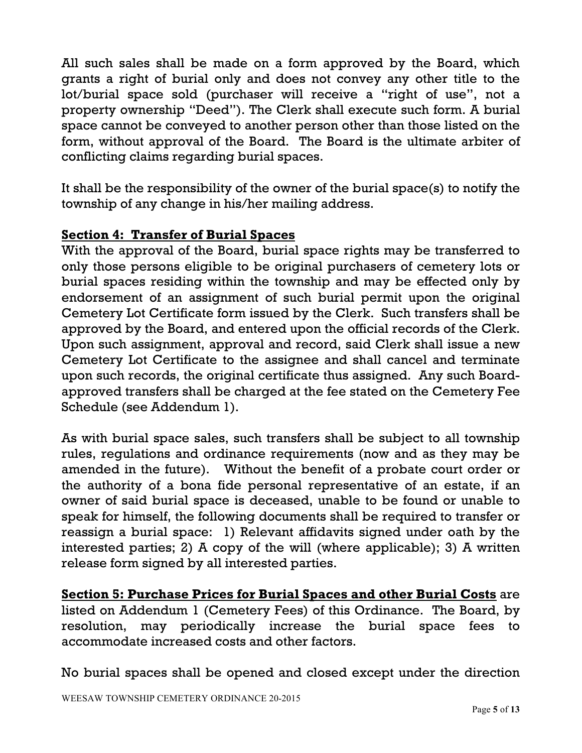All such sales shall be made on a form approved by the Board, which grants a right of burial only and does not convey any other title to the lot/burial space sold (purchaser will receive a "right of use", not a property ownership "Deed"). The Clerk shall execute such form. A burial space cannot be conveyed to another person other than those listed on the form, without approval of the Board. The Board is the ultimate arbiter of conflicting claims regarding burial spaces.

It shall be the responsibility of the owner of the burial space(s) to notify the township of any change in his/her mailing address.

**Section 4: Transfer of Burial Spaces**

With the approval of the Board, burial space rights may be transferred to only those persons eligible to be original purchasers of cemetery lots or burial spaces residing within the township and may be effected only by endorsement of an assignment of such burial permit upon the original Cemetery Lot Certificate form issued by the Clerk. Such transfers shall be approved by the Board, and entered upon the official records of the Clerk. Upon such assignment, approval and record, said Clerk shall issue a new Cemetery Lot Certificate to the assignee and shall cancel and terminate upon such records, the original certificate thus assigned. Any such Board-approved transfers shall be charged at the fee stated on the Cemetery Fee Schedule (see Addendum 1).

As with burial space sales, such transfers shall be subject to all township rules, regulations and ordinance requirements (now and as they may be amended in the future). Without the benefit of a probate court order or the authority of a bona fide personal representative of an estate, if an owner of said burial space is deceased, unable to be found or unable to speak for himself, the following documents shall be required to transfer or reassign a burial space: 1) Relevant affidavits signed under oath by the interested parties; 2) A copy of the will (where applicable); 3) A written release form signed by all interested parties.

**Section 5: Purchase Prices for Burial Spaces and other Burial Costs** are listed on Addendum 1 (Cemetery Fees) of this Ordinance. The Board, by resolution, may periodically increase the burial space fees to accommodate increased costs and other factors.

No burial spaces shall be opened and closed except under the direction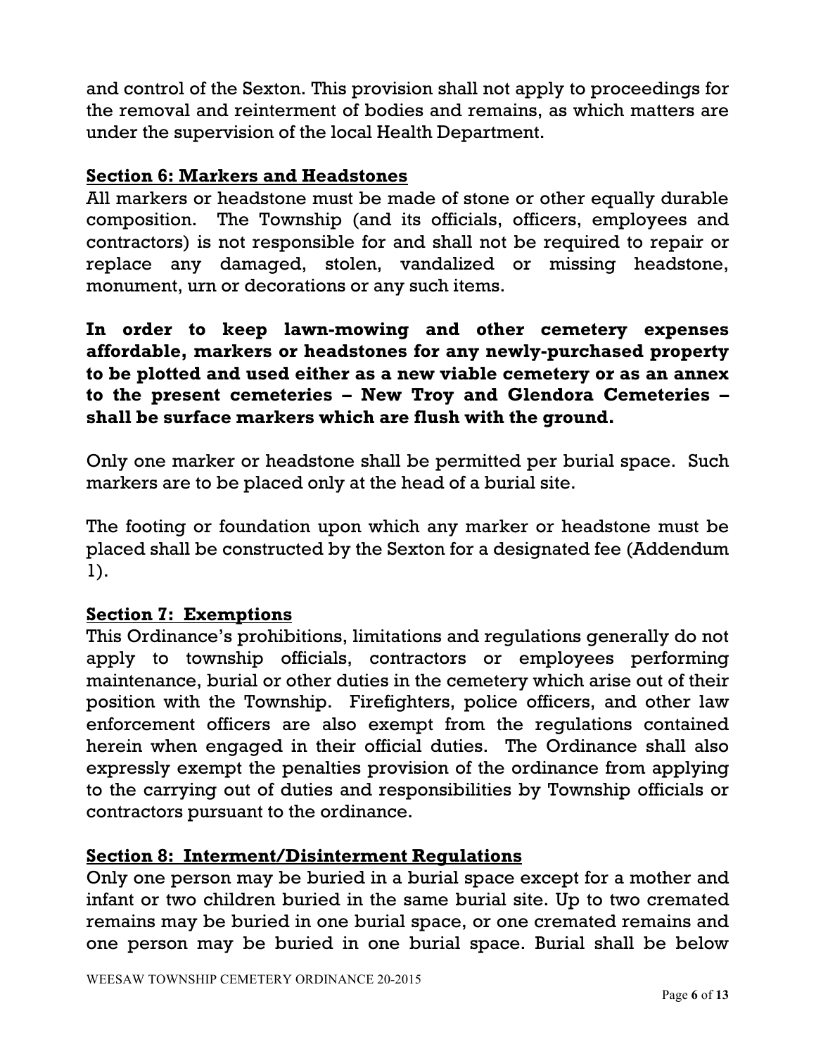and control of the Sexton. This provision shall not apply to proceedings for the removal and reinterment of bodies and remains, as which matters are under the supervision of the local Health Department.

## Section 6: Markers and Headstones

All markers or headstone must be made of stone or other equally durable composition. The Township (and its officials, officers, employees and contractors) is not responsible for and shall not be required to repair or replace any damaged, stolen, vandalized or missing headstone, monument, urn or decorations or any such items.

**In order to keep lawn-mowing and other cemetery expenses affordable, markers or headstones for any newly-purchased property to be plotted and used either as a new viable cemetery or as an annex to the present cemeteries – New Troy and Glendora Cemeteries – shall be surface markers which are flush with the ground.**

Only one marker or headstone shall be permitted per burial space. Such markers are to be placed only at the head of a burial site.

The footing or foundation upon which any marker or headstone must be placed shall be constructed by the Sexton for a designated fee (Addendum 1).

## Section 7: Exemptions

This Ordinance's prohibitions, limitations and regulations generally do not apply to township officials, contractors or employees performing maintenance, burial or other duties in the cemetery which arise out of their position with the Township. Firefighters, police officers, and other law enforcement officers are also exempt from the regulations contained herein when engaged in their official duties. The Ordinance shall also expressly exempt the penalties provision of the ordinance from applying to the carrying out of duties and responsibilities by Township officials or contractors pursuant to the ordinance.

## Section 8: Interment/Disinterment Regulations

Only one person may be buried in a burial space except for a mother and infant or two children buried in the same burial site. Up to two cremated remains may be buried in one burial space, or one cremated remains and one person may be buried in one burial space. Burial shall be below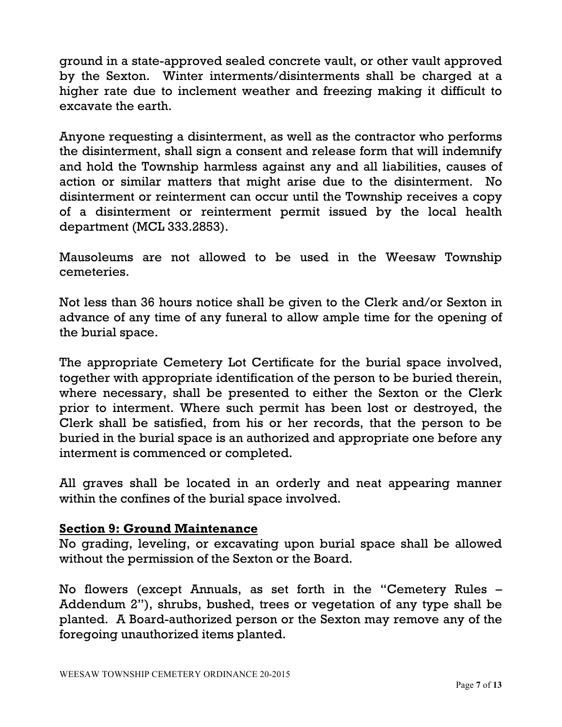ground in a state-approved sealed concrete vault, or other vault approved by the Sexton. Winter interments/disinterments shall be charged at a higher rate due to inclement weather and freezing making it difficult to excavate the earth.

Anyone requesting a disinterment, as well as the contractor who performs the disinterment, shall sign a consent and release form that will indemnify and hold the Township harmless against any and all liabilities, causes of action or similar matters that might arise due to the disinterment. No disinterment or reinterment can occur until the Township receives a copy of a disinterment or reinterment permit issued by the local health department (MCL 333.2853).

Mausoleums are not allowed to be used in the Weesaw Township cemeteries.

Not less than 36 hours notice shall be given to the Clerk and/or Sexton in advance of any time of any funeral to allow ample time for the opening of the burial space.

The appropriate Cemetery Lot Certificate for the burial space involved, together with appropriate identification of the person to be buried therein, where necessary, shall be presented to either the Sexton or the Clerk prior to interment. Where such permit has been lost or destroyed, the Clerk shall be satisfied, from his or her records, that the person to be buried in the burial space is an authorized and appropriate one before any interment is commenced or completed.

All graves shall be located in an orderly and neat appearing manner within the confines of the burial space involved.

**Section 9: Ground Maintenance**

No grading, leveling, or excavating upon burial space shall be allowed without the permission of the Sexton or the Board.

No flowers (except Annuals, as set forth in the "Cemetery Rules – Addendum 2"), shrubs, bushed, trees or vegetation of any type shall be planted. A Board-authorized person or the Sexton may remove any of the foregoing unauthorized items planted.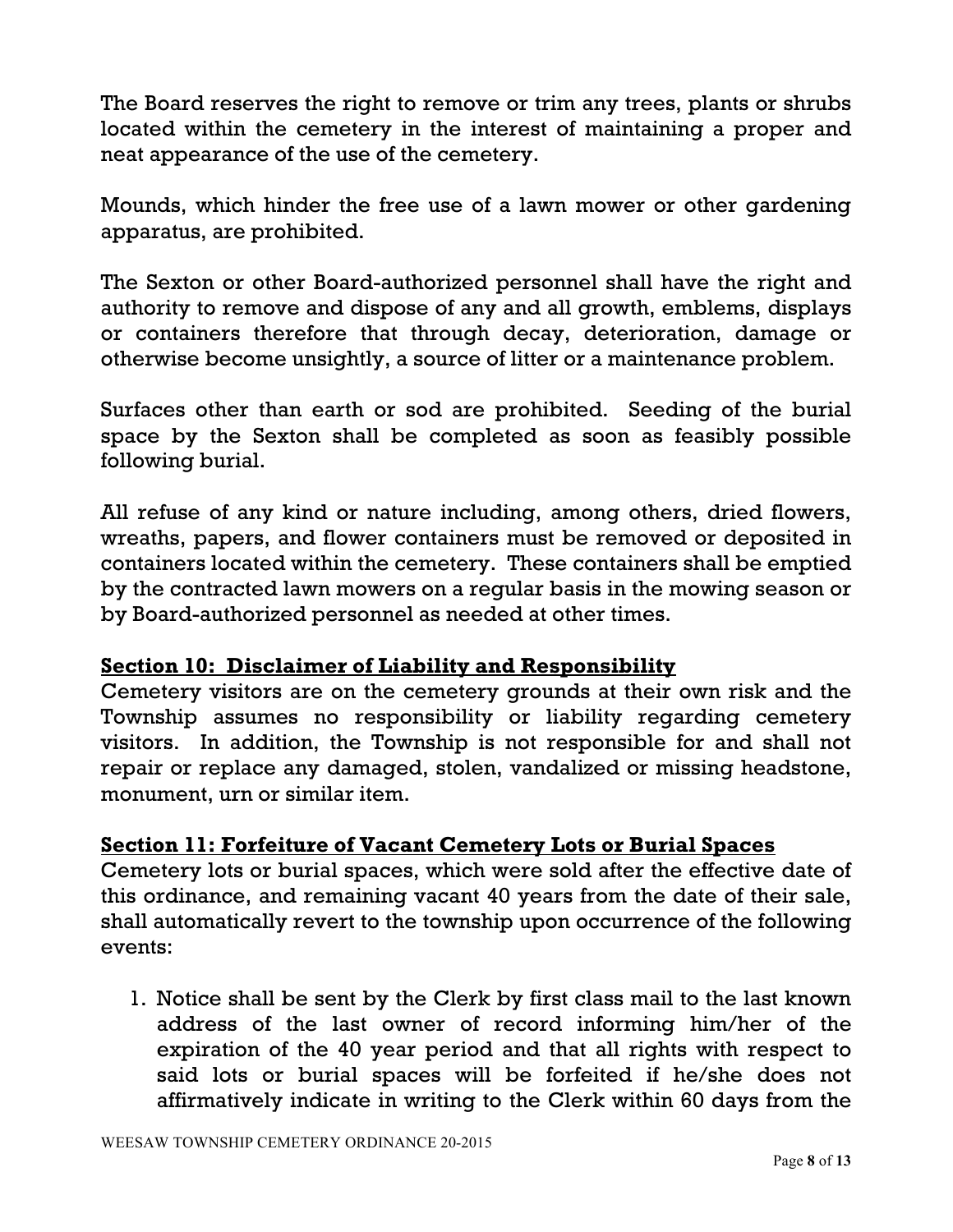The Board reserves the right to remove or trim any trees, plants or shrubs located within the cemetery in the interest of maintaining a proper and neat appearance of the use of the cemetery.

Mounds, which hinder the free use of a lawn mower or other gardening apparatus, are prohibited.

The Sexton or other Board-authorized personnel shall have the right and authority to remove and dispose of any and all growth, emblems, displays or containers therefore that through decay, deterioration, damage or otherwise become unsightly, a source of litter or a maintenance problem.

Surfaces other than earth or sod are prohibited. Seeding of the burial space by the Sexton shall be completed as soon as feasibly possible following burial.

All refuse of any kind or nature including, among others, dried flowers, wreaths, papers, and flower containers must be removed or deposited in containers located within the cemetery. These containers shall be emptied by the contracted lawn mowers on a regular basis in the mowing season or by Board-authorized personnel as needed at other times.

## Section 10: Disclaimer of Liability and Responsibility

Cemetery visitors are on the cemetery grounds at their own risk and the Township assumes no responsibility or liability regarding cemetery visitors. In addition, the Township is not responsible for and shall not repair or replace any damaged, stolen, vandalized or missing headstone, monument, urn or similar item.

## Section 11: Forfeiture of Vacant Cemetery Lots or Burial Spaces

Cemetery lots or burial spaces, which were sold after the effective date of this ordinance, and remaining vacant 40 years from the date of their sale, shall automatically revert to the township upon occurrence of the following events:

1. Notice shall be sent by the Clerk by first class mail to the last known address of the last owner of record informing him/her of the expiration of the 40 year period and that all rights with respect to said lots or burial spaces will be forfeited if he/she does not affirmatively indicate in writing to the Clerk within 60 days from the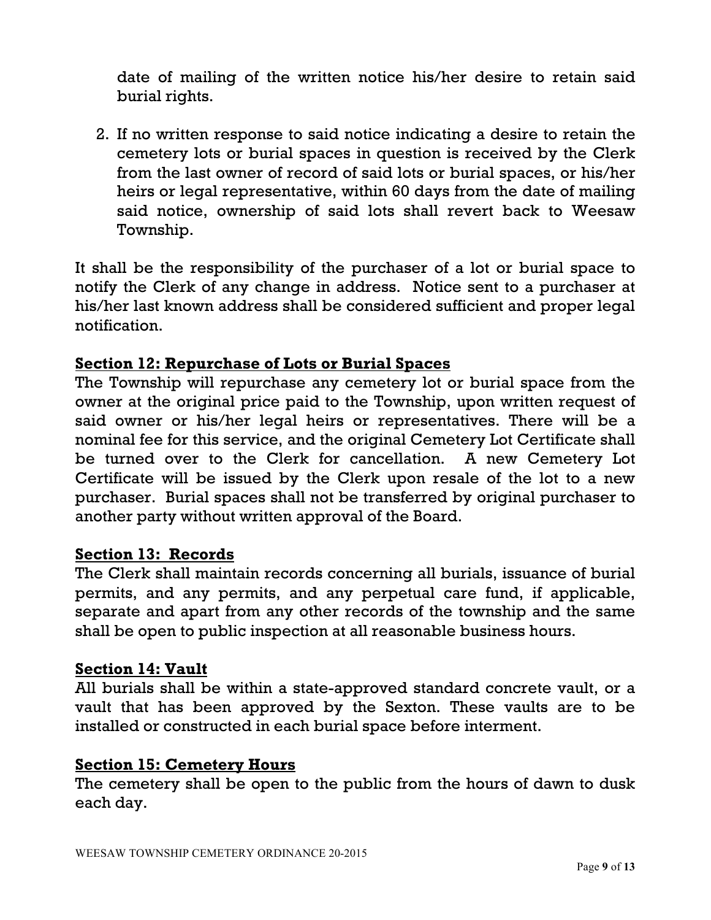date of mailing of the written notice his/her desire to retain said burial rights.

2. If no written response to said notice indicating a desire to retain the cemetery lots or burial spaces in question is received by the Clerk from the last owner of record of said lots or burial spaces, or his/her heirs or legal representative, within 60 days from the date of mailing said notice, ownership of said lots shall revert back to Weesaw Township.

It shall be the responsibility of the purchaser of a lot or burial space to notify the Clerk of any change in address. Notice sent to a purchaser at his/her last known address shall be considered sufficient and proper legal notification.

**Section 12: Repurchase of Lots or Burial Spaces**

The Township will repurchase any cemetery lot or burial space from the owner at the original price paid to the Township, upon written request of said owner or his/her legal heirs or representatives. There will be a nominal fee for this service, and the original Cemetery Lot Certificate shall be turned over to the Clerk for cancellation. A new Cemetery Lot Certificate will be issued by the Clerk upon resale of the lot to a new purchaser. Burial spaces shall not be transferred by original purchaser to another party without written approval of the Board.

**Section 13: Records**

The Clerk shall maintain records concerning all burials, issuance of burial permits, and any permits, and any perpetual care fund, if applicable, separate and apart from any other records of the township and the same shall be open to public inspection at all reasonable business hours.

**Section 14: Vault**

All burials shall be within a state-approved standard concrete vault, or a vault that has been approved by the Sexton. These vaults are to be installed or constructed in each burial space before interment.

**Section 15: Cemetery Hours**

The cemetery shall be open to the public from the hours of dawn to dusk each day.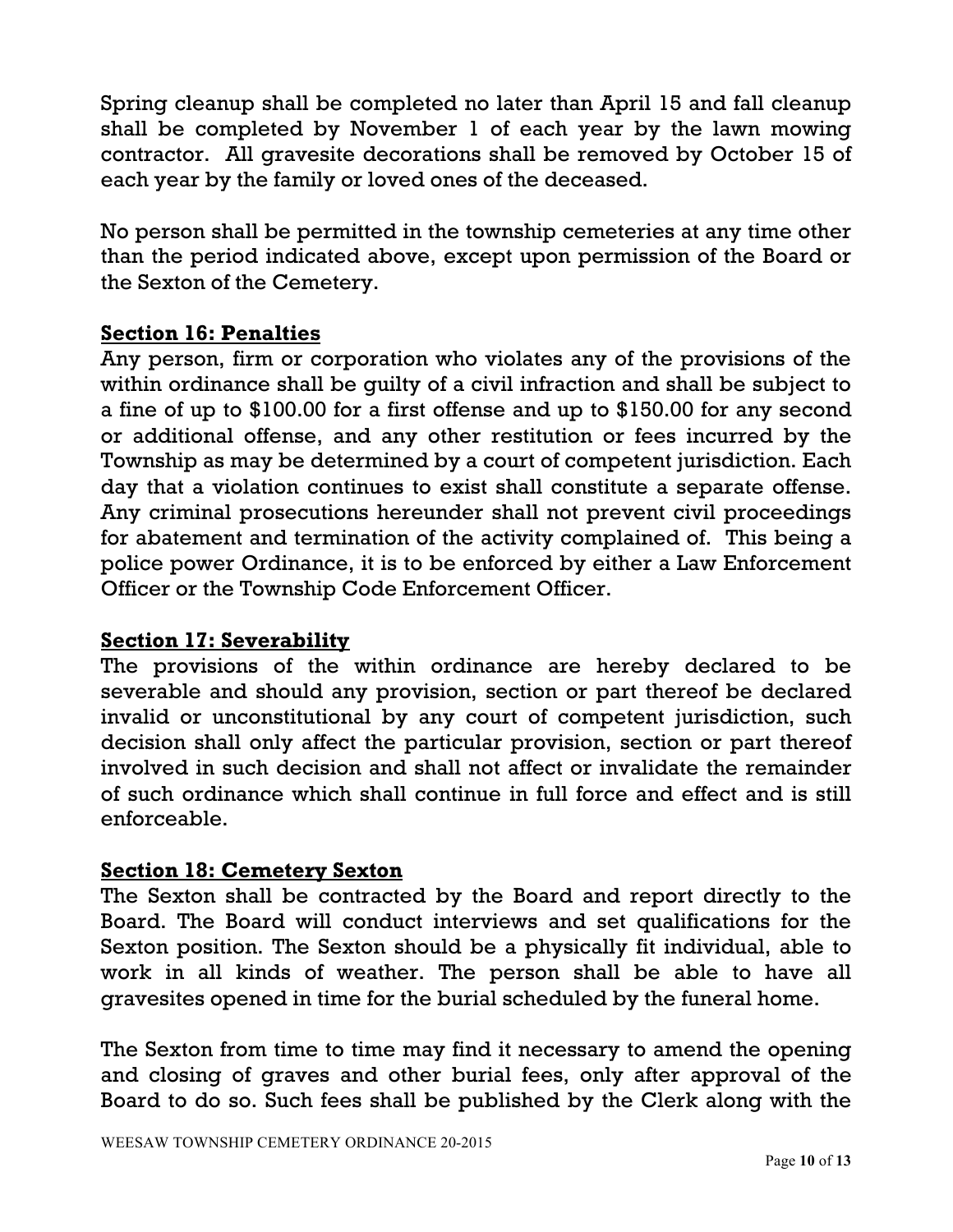Spring cleanup shall be completed no later than April 15 and fall cleanup shall be completed by November 1 of each year by the lawn mowing contractor. All gravesite decorations shall be removed by October 15 of each year by the family or loved ones of the deceased.

No person shall be permitted in the township cemeteries at any time other than the period indicated above, except upon permission of the Board or the Sexton of the Cemetery.

## Section 16: Penalties

Any person, firm or corporation who violates any of the provisions of the within ordinance shall be guilty of a civil infraction and shall be subject to a fine of up to $100.00 for a first offense and up to $150.00 for any second or additional offense, and any other restitution or fees incurred by the Township as may be determined by a court of competent jurisdiction. Each day that a violation continues to exist shall constitute a separate offense. Any criminal prosecutions hereunder shall not prevent civil proceedings for abatement and termination of the activity complained of. This being a police power Ordinance, it is to be enforced by either a Law Enforcement Officer or the Township Code Enforcement Officer.

## Section 17: Severability

The provisions of the within ordinance are hereby declared to be severable and should any provision, section or part thereof be declared invalid or unconstitutional by any court of competent jurisdiction, such decision shall only affect the particular provision, section or part thereof involved in such decision and shall not affect or invalidate the remainder of such ordinance which shall continue in full force and effect and is still enforceable.

## Section 18: Cemetery Sexton

The Sexton shall be contracted by the Board and report directly to the Board. The Board will conduct interviews and set qualifications for the Sexton position. The Sexton should be a physically fit individual, able to work in all kinds of weather. The person shall be able to have all gravesites opened in time for the burial scheduled by the funeral home.

The Sexton from time to time may find it necessary to amend the opening and closing of graves and other burial fees, only after approval of the Board to do so. Such fees shall be published by the Clerk along with the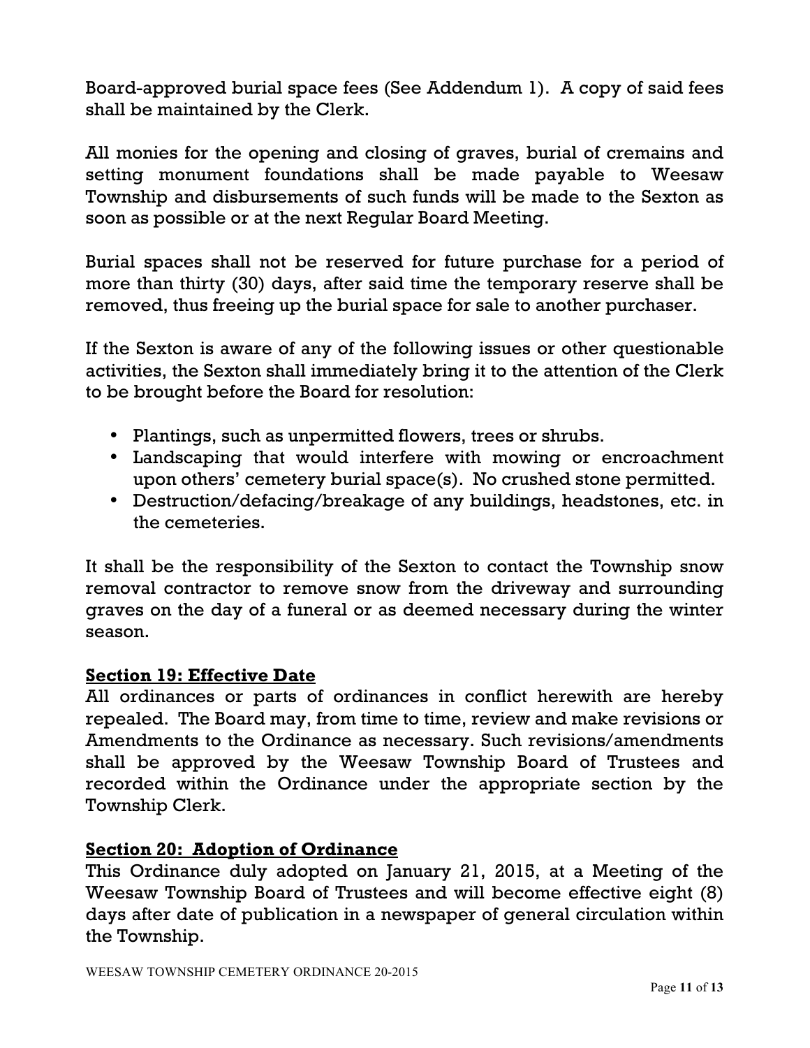Board-approved burial space fees (See Addendum 1). A copy of said fees shall be maintained by the Clerk.

All monies for the opening and closing of graves, burial of cremains and setting monument foundations shall be made payable to Weesaw Township and disbursements of such funds will be made to the Sexton as soon as possible or at the next Regular Board Meeting.

Burial spaces shall not be reserved for future purchase for a period of more than thirty (30) days, after said time the temporary reserve shall be removed, thus freeing up the burial space for sale to another purchaser.

If the Sexton is aware of any of the following issues or other questionable activities, the Sexton shall immediately bring it to the attention of the Clerk to be brought before the Board for resolution:

- Plantings, such as unpermitted flowers, trees or shrubs.
- Landscaping that would interfere with mowing or encroachment upon others' cemetery burial space(s). No crushed stone permitted.
- Destruction/defacing/breakage of any buildings, headstones, etc. in the cemeteries.

It shall be the responsibility of the Sexton to contact the Township snow removal contractor to remove snow from the driveway and surrounding graves on the day of a funeral or as deemed necessary during the winter season.

## Section 19: Effective Date

All ordinances or parts of ordinances in conflict herewith are hereby repealed. The Board may, from time to time, review and make revisions or Amendments to the Ordinance as necessary. Such revisions/amendments shall be approved by the Weesaw Township Board of Trustees and recorded within the Ordinance under the appropriate section by the Township Clerk.

## Section 20: Adoption of Ordinance

This Ordinance duly adopted on January 21, 2015, at a Meeting of the Weesaw Township Board of Trustees and will become effective eight (8) days after date of publication in a newspaper of general circulation within the Township.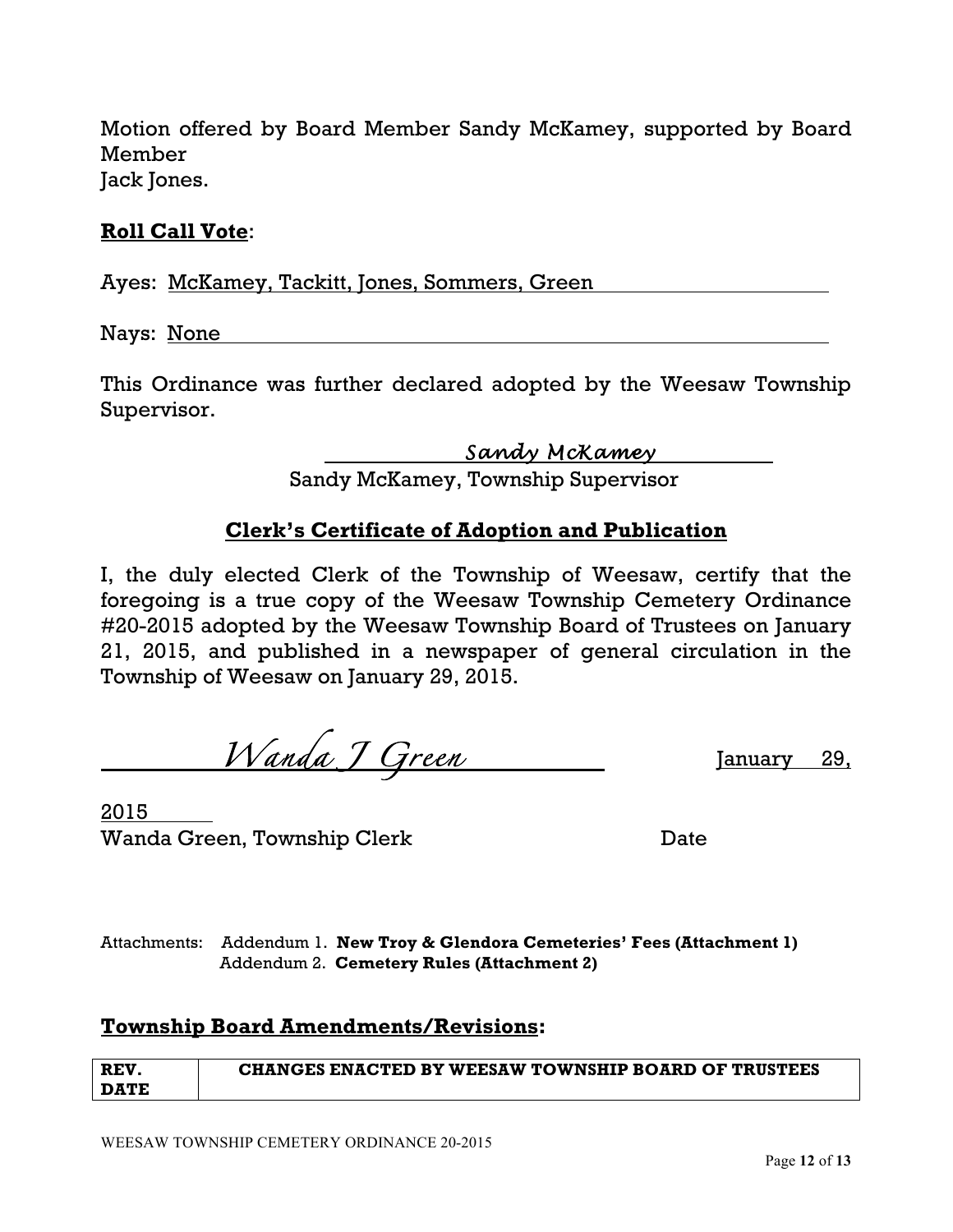Motion offered by Board Member Sandy McKamey, supported by Board Member
Jack Jones.

**Roll Call Vote**:

Ayes: McKamey, Tackitt, Jones, Sommers, Green

Nays: None

This Ordinance was further declared adopted by the Weesaw Township Supervisor.

*Sandy McKamey*
Sandy McKamey, Township Supervisor

## Clerk's Certificate of Adoption and Publication

I, the duly elected Clerk of the Township of Weesaw, certify that the foregoing is a true copy of the Weesaw Township Cemetery Ordinance #20-2015 adopted by the Weesaw Township Board of Trustees on January 21, 2015, and published in a newspaper of general circulation in the Township of Weesaw on January 29, 2015.

*Wanda J Green* January 29, 2015
Wanda Green, Township Clerk Date

Attachments: Addendum 1. **New Troy & Glendora Cemeteries' Fees (Attachment 1)**
Addendum 2. **Cemetery Rules (Attachment 2)**

## Township Board Amendments/Revisions:

| REV. DATE | CHANGES ENACTED BY WEESAW TOWNSHIP BOARD OF TRUSTEES |
| --- | --- |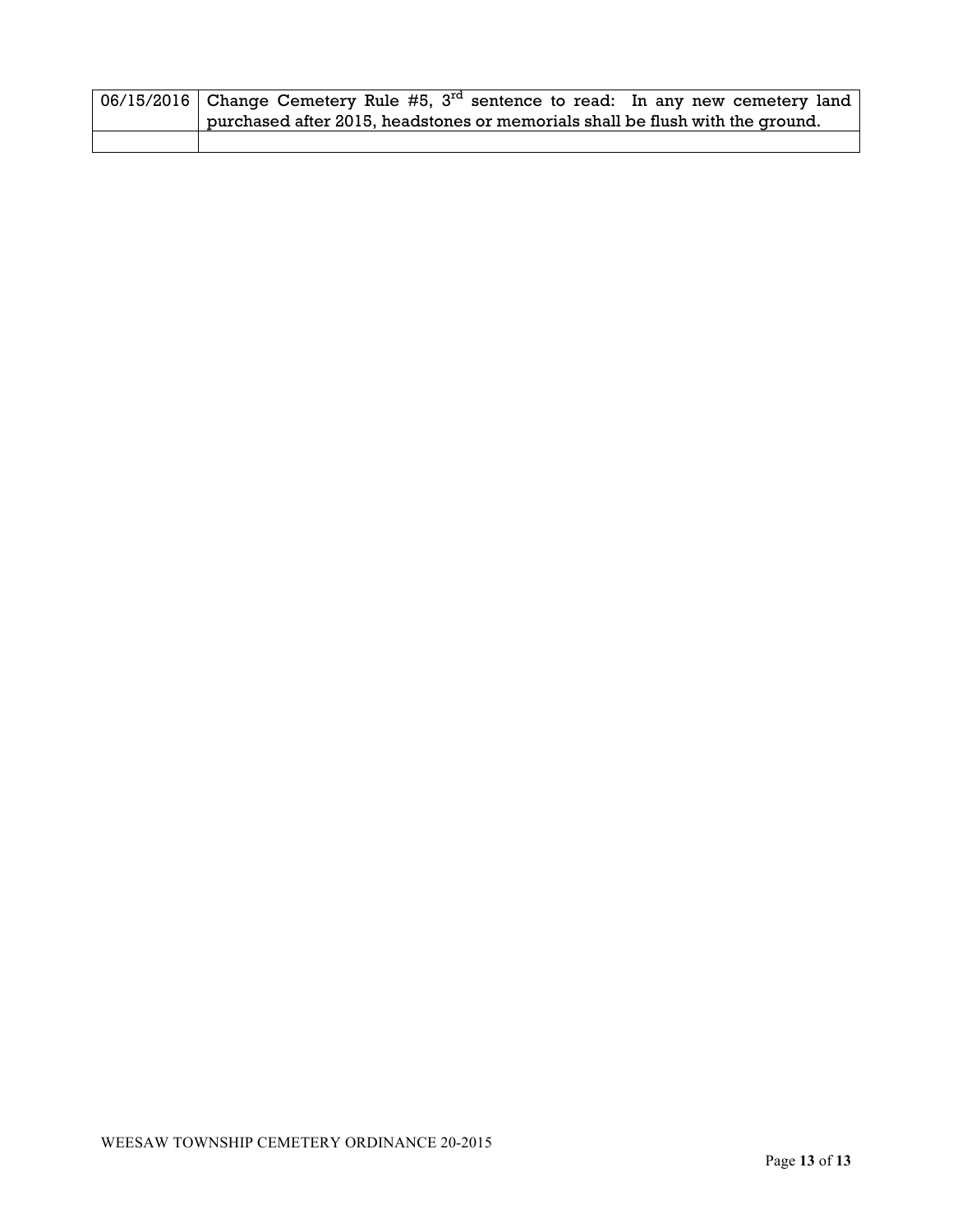| | |
|---|---|
| 06/15/2016 | Change Cemetery Rule #5, 3rd sentence to read: In any new cemetery land purchased after 2015, headstones or memorials shall be flush with the ground. |
| | |